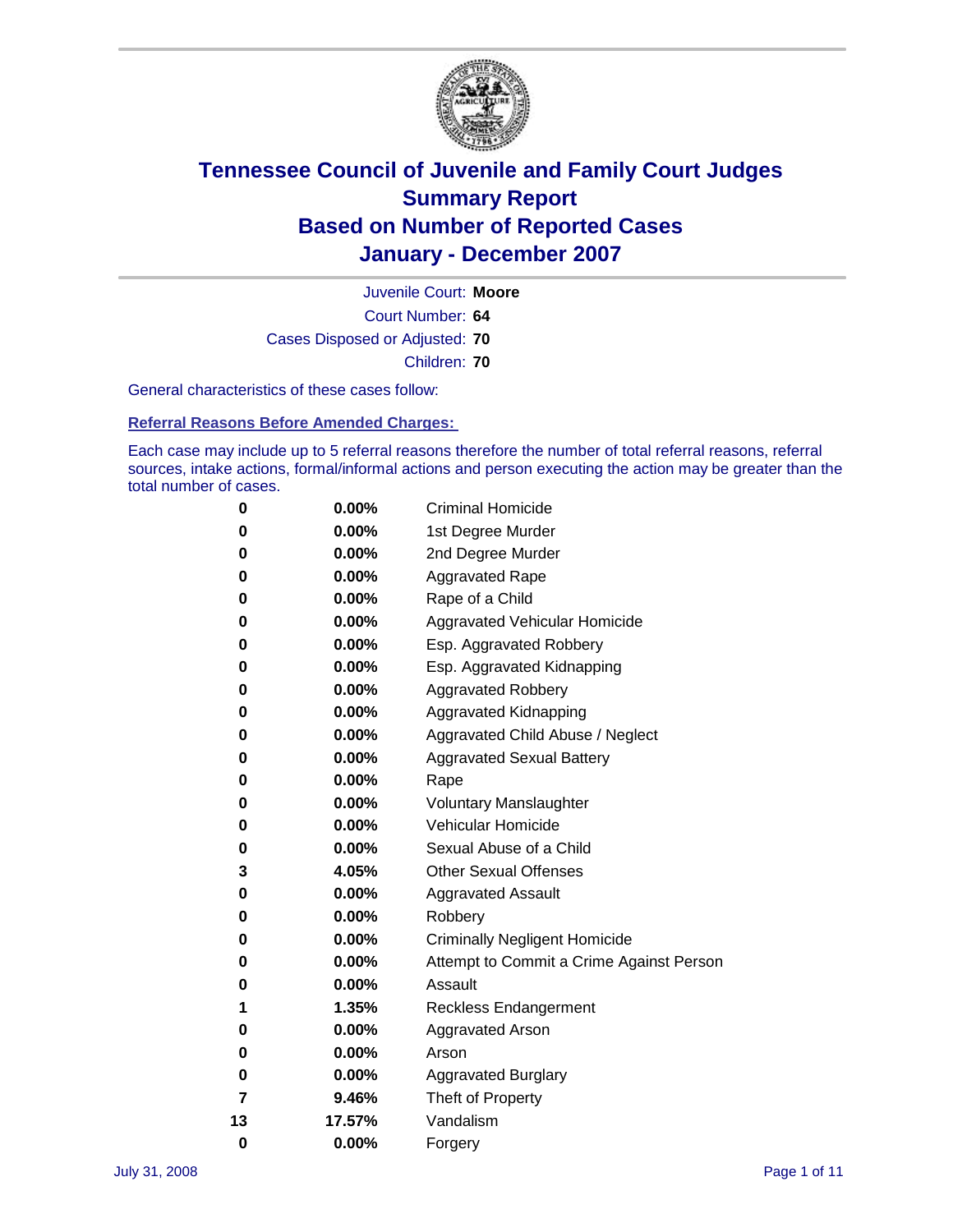# Tennessee Council of Juvenile and Family Court Judges
## Summary Report
## Based on Number of Reported Cases
## January - December 2007

Juvenile Court: **Moore**

Court Number: **64**

Cases Disposed or Adjusted: **70**

Children: **70**

General characteristics of these cases follow:

### Referral Reasons Before Amended Charges:

Each case may include up to 5 referral reasons therefore the number of total referral reasons, referral sources, intake actions, formal/informal actions and person executing the action may be greater than the total number of cases.

| Count | Percent | Referral Reason |
|---|---|---|
| 0 | 0.00% | Criminal Homicide |
| 0 | 0.00% | 1st Degree Murder |
| 0 | 0.00% | 2nd Degree Murder |
| 0 | 0.00% | Aggravated Rape |
| 0 | 0.00% | Rape of a Child |
| 0 | 0.00% | Aggravated Vehicular Homicide |
| 0 | 0.00% | Esp. Aggravated Robbery |
| 0 | 0.00% | Esp. Aggravated Kidnapping |
| 0 | 0.00% | Aggravated Robbery |
| 0 | 0.00% | Aggravated Kidnapping |
| 0 | 0.00% | Aggravated Child Abuse / Neglect |
| 0 | 0.00% | Aggravated Sexual Battery |
| 0 | 0.00% | Rape |
| 0 | 0.00% | Voluntary Manslaughter |
| 0 | 0.00% | Vehicular Homicide |
| 0 | 0.00% | Sexual Abuse of a Child |
| 3 | 4.05% | Other Sexual Offenses |
| 0 | 0.00% | Aggravated Assault |
| 0 | 0.00% | Robbery |
| 0 | 0.00% | Criminally Negligent Homicide |
| 0 | 0.00% | Attempt to Commit a Crime Against Person |
| 0 | 0.00% | Assault |
| 1 | 1.35% | Reckless Endangerment |
| 0 | 0.00% | Aggravated Arson |
| 0 | 0.00% | Arson |
| 0 | 0.00% | Aggravated Burglary |
| 7 | 9.46% | Theft of Property |
| 13 | 17.57% | Vandalism |
| 0 | 0.00% | Forgery |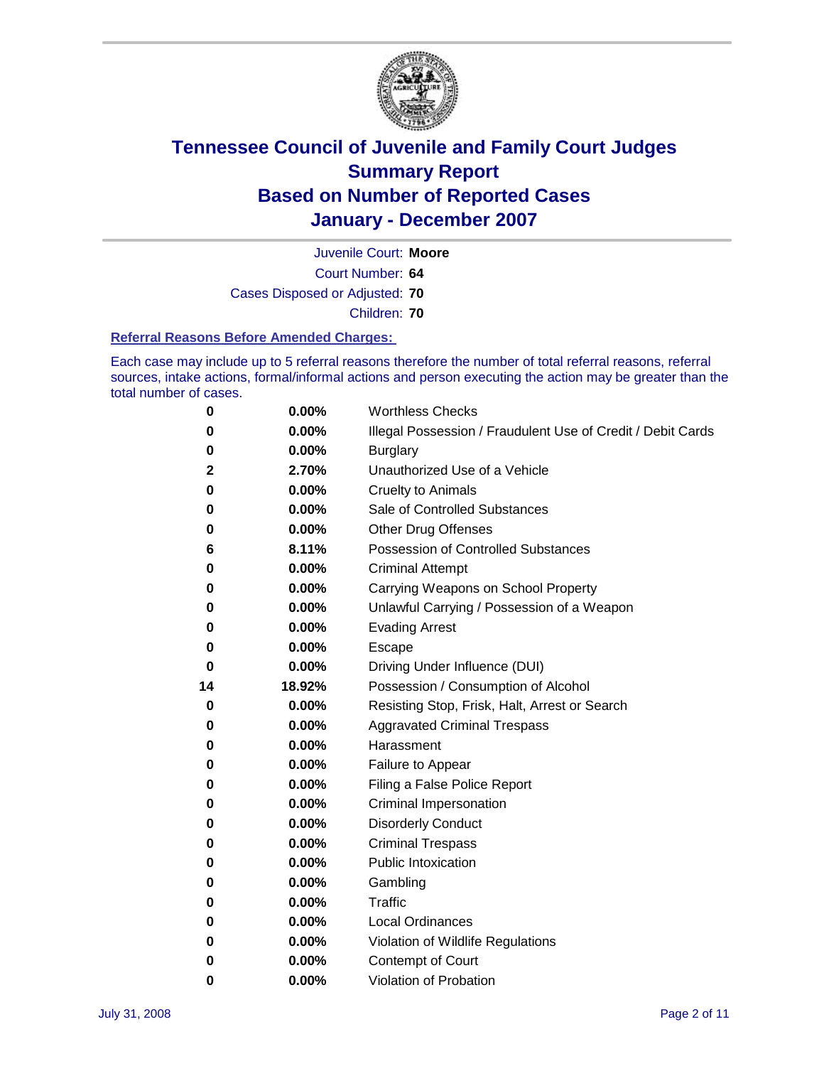# Tennessee Council of Juvenile and Family Court Judges
## Summary Report
## Based on Number of Reported Cases
## January - December 2007

Juvenile Court: **Moore**

Court Number: **64**

Cases Disposed or Adjusted: **70**

Children: **70**

### Referral Reasons Before Amended Charges:

Each case may include up to 5 referral reasons therefore the number of total referral reasons, referral sources, intake actions, formal/informal actions and person executing the action may be greater than the total number of cases.

| Count | Percent | Referral Reason |
|---|---|---|
| 0 | 0.00% | Worthless Checks |
| 0 | 0.00% | Illegal Possession / Fraudulent Use of Credit / Debit Cards |
| 0 | 0.00% | Burglary |
| 2 | 2.70% | Unauthorized Use of a Vehicle |
| 0 | 0.00% | Cruelty to Animals |
| 0 | 0.00% | Sale of Controlled Substances |
| 0 | 0.00% | Other Drug Offenses |
| 6 | 8.11% | Possession of Controlled Substances |
| 0 | 0.00% | Criminal Attempt |
| 0 | 0.00% | Carrying Weapons on School Property |
| 0 | 0.00% | Unlawful Carrying / Possession of a Weapon |
| 0 | 0.00% | Evading Arrest |
| 0 | 0.00% | Escape |
| 0 | 0.00% | Driving Under Influence (DUI) |
| 14 | 18.92% | Possession / Consumption of Alcohol |
| 0 | 0.00% | Resisting Stop, Frisk, Halt, Arrest or Search |
| 0 | 0.00% | Aggravated Criminal Trespass |
| 0 | 0.00% | Harassment |
| 0 | 0.00% | Failure to Appear |
| 0 | 0.00% | Filing a False Police Report |
| 0 | 0.00% | Criminal Impersonation |
| 0 | 0.00% | Disorderly Conduct |
| 0 | 0.00% | Criminal Trespass |
| 0 | 0.00% | Public Intoxication |
| 0 | 0.00% | Gambling |
| 0 | 0.00% | Traffic |
| 0 | 0.00% | Local Ordinances |
| 0 | 0.00% | Violation of Wildlife Regulations |
| 0 | 0.00% | Contempt of Court |
| 0 | 0.00% | Violation of Probation |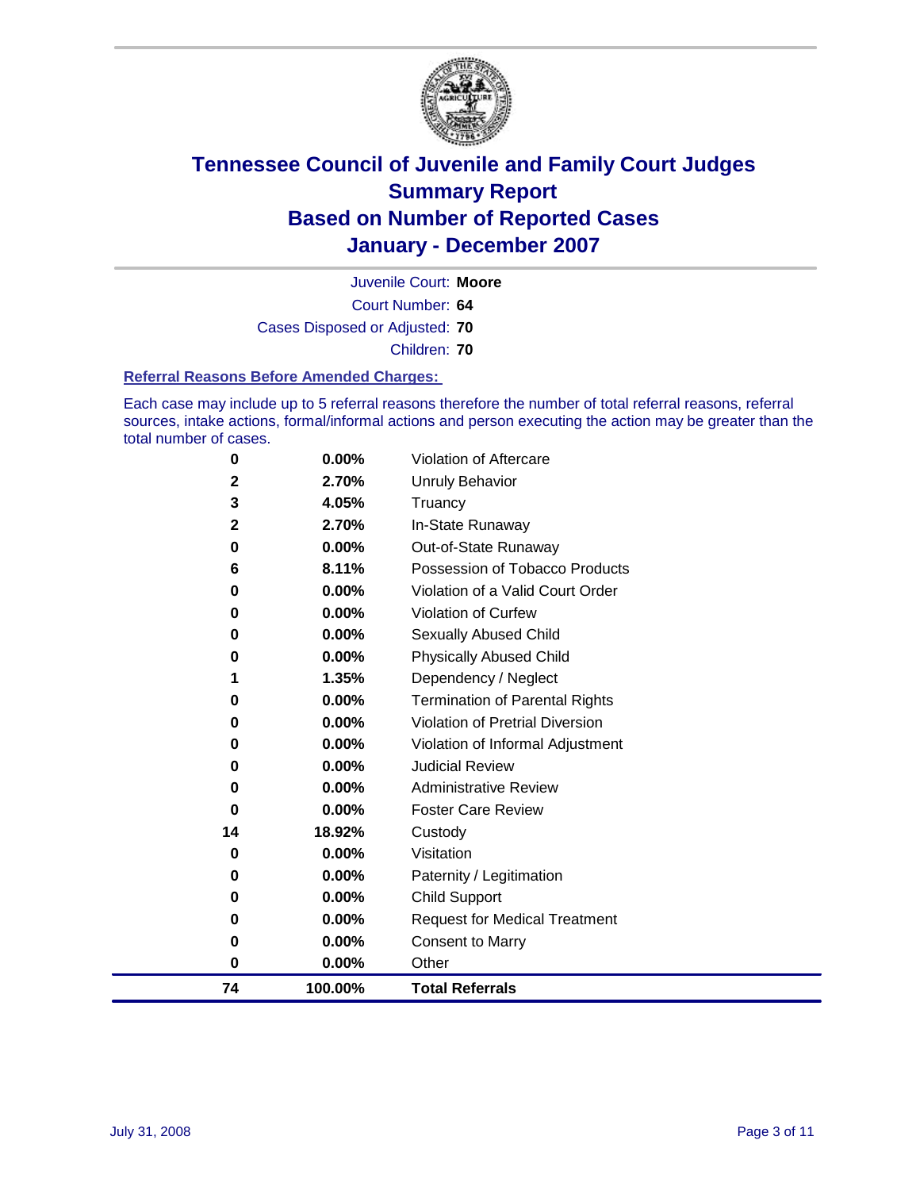# Tennessee Council of Juvenile and Family Court Judges
# Summary Report
# Based on Number of Reported Cases
# January - December 2007

Juvenile Court: **Moore**

Court Number: **64**

Cases Disposed or Adjusted: **70**

Children: **70**

### Referral Reasons Before Amended Charges:

Each case may include up to 5 referral reasons therefore the number of total referral reasons, referral sources, intake actions, formal/informal actions and person executing the action may be greater than the total number of cases.

| Count | Percent | Referral Reason |
|---|---|---|
| 0 | 0.00% | Violation of Aftercare |
| 2 | 2.70% | Unruly Behavior |
| 3 | 4.05% | Truancy |
| 2 | 2.70% | In-State Runaway |
| 0 | 0.00% | Out-of-State Runaway |
| 6 | 8.11% | Possession of Tobacco Products |
| 0 | 0.00% | Violation of a Valid Court Order |
| 0 | 0.00% | Violation of Curfew |
| 0 | 0.00% | Sexually Abused Child |
| 0 | 0.00% | Physically Abused Child |
| 1 | 1.35% | Dependency / Neglect |
| 0 | 0.00% | Termination of Parental Rights |
| 0 | 0.00% | Violation of Pretrial Diversion |
| 0 | 0.00% | Violation of Informal Adjustment |
| 0 | 0.00% | Judicial Review |
| 0 | 0.00% | Administrative Review |
| 0 | 0.00% | Foster Care Review |
| 14 | 18.92% | Custody |
| 0 | 0.00% | Visitation |
| 0 | 0.00% | Paternity / Legitimation |
| 0 | 0.00% | Child Support |
| 0 | 0.00% | Request for Medical Treatment |
| 0 | 0.00% | Consent to Marry |
| 0 | 0.00% | Other |
| **74** | **100.00%** | **Total Referrals** |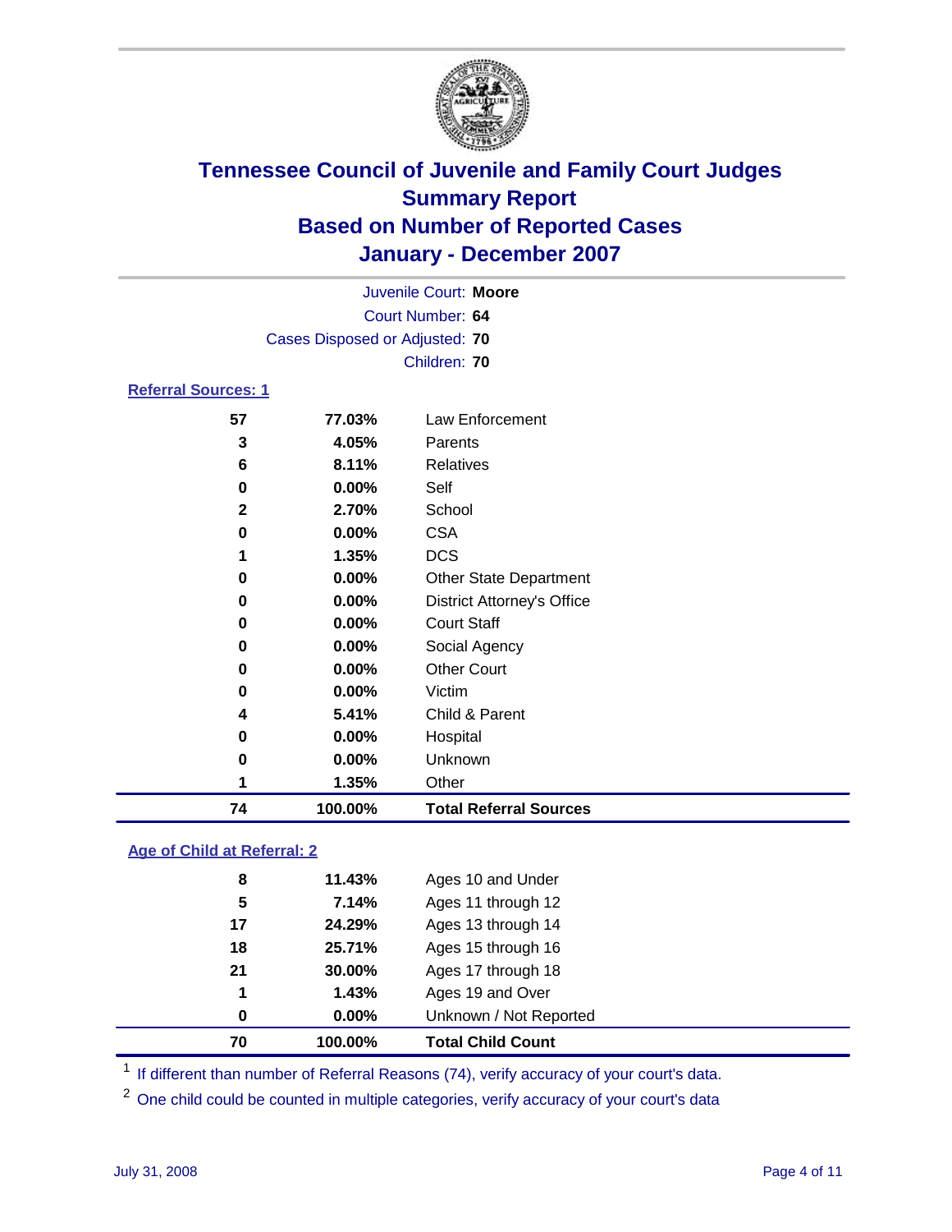# Tennessee Council of Juvenile and Family Court Judges
## Summary Report
## Based on Number of Reported Cases
## January - December 2007

Juvenile Court: **Moore**
Court Number: **64**
Cases Disposed or Adjusted: **70**
Children: **70**

### Referral Sources: 1

| Count | Percent | Source |
|---|---|---|
| 57 | 77.03% | Law Enforcement |
| 3 | 4.05% | Parents |
| 6 | 8.11% | Relatives |
| 0 | 0.00% | Self |
| 2 | 2.70% | School |
| 0 | 0.00% | CSA |
| 1 | 1.35% | DCS |
| 0 | 0.00% | Other State Department |
| 0 | 0.00% | District Attorney's Office |
| 0 | 0.00% | Court Staff |
| 0 | 0.00% | Social Agency |
| 0 | 0.00% | Other Court |
| 0 | 0.00% | Victim |
| 4 | 5.41% | Child & Parent |
| 0 | 0.00% | Hospital |
| 0 | 0.00% | Unknown |
| 1 | 1.35% | Other |
| **74** | **100.00%** | **Total Referral Sources** |

### Age of Child at Referral: 2

| Count | Percent | Age |
|---|---|---|
| 8 | 11.43% | Ages 10 and Under |
| 5 | 7.14% | Ages 11 through 12 |
| 17 | 24.29% | Ages 13 through 14 |
| 18 | 25.71% | Ages 15 through 16 |
| 21 | 30.00% | Ages 17 through 18 |
| 1 | 1.43% | Ages 19 and Over |
| 0 | 0.00% | Unknown / Not Reported |
| **70** | **100.00%** | **Total Child Count** |

[1] If different than number of Referral Reasons (74), verify accuracy of your court's data.

[2] One child could be counted in multiple categories, verify accuracy of your court's data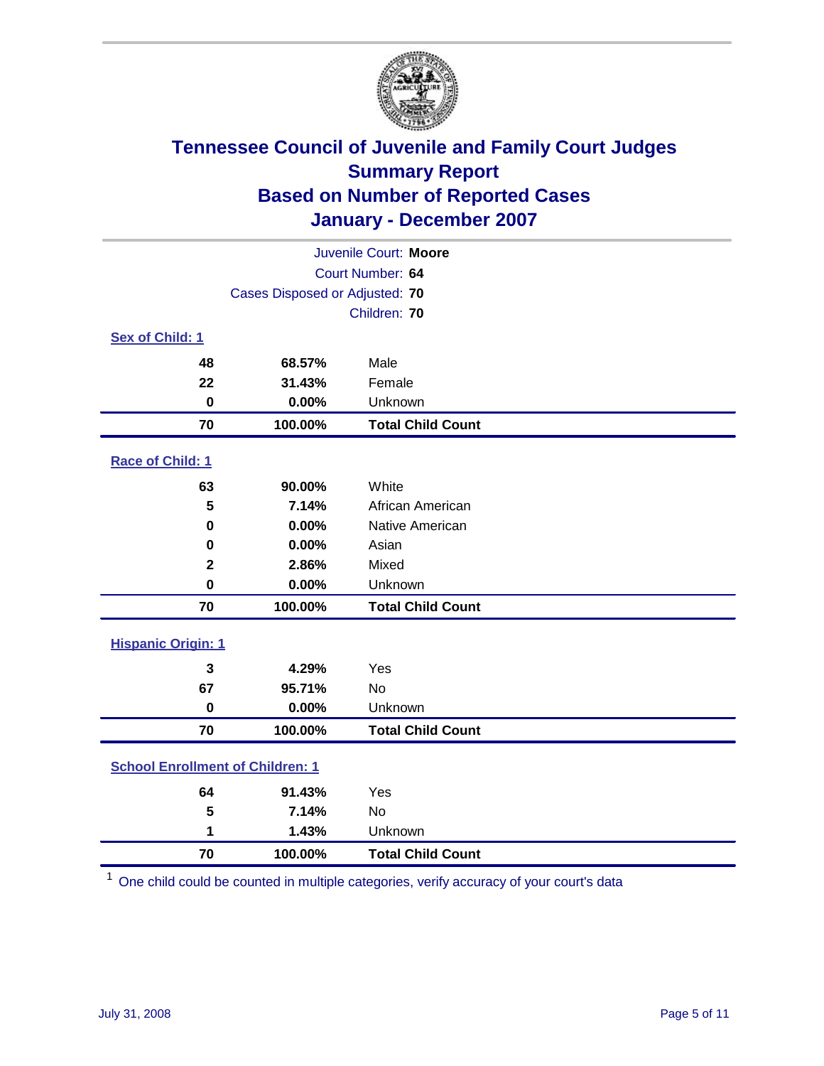# Tennessee Council of Juvenile and Family Court Judges
## Summary Report
## Based on Number of Reported Cases
## January - December 2007

Juvenile Court: **Moore**
Court Number: **64**
Cases Disposed or Adjusted: **70**
Children: **70**

### Sex of Child: 1

| Count | Percent | Category |
|---|---|---|
| 48 | 68.57% | Male |
| 22 | 31.43% | Female |
| 0 | 0.00% | Unknown |
| **70** | **100.00%** | **Total Child Count** |

### Race of Child: 1

| Count | Percent | Category |
|---|---|---|
| 63 | 90.00% | White |
| 5 | 7.14% | African American |
| 0 | 0.00% | Native American |
| 0 | 0.00% | Asian |
| 2 | 2.86% | Mixed |
| 0 | 0.00% | Unknown |
| **70** | **100.00%** | **Total Child Count** |

### Hispanic Origin: 1

| Count | Percent | Category |
|---|---|---|
| 3 | 4.29% | Yes |
| 67 | 95.71% | No |
| 0 | 0.00% | Unknown |
| **70** | **100.00%** | **Total Child Count** |

### School Enrollment of Children: 1

| Count | Percent | Category |
|---|---|---|
| 64 | 91.43% | Yes |
| 5 | 7.14% | No |
| 1 | 1.43% | Unknown |
| **70** | **100.00%** | **Total Child Count** |

[1] One child could be counted in multiple categories, verify accuracy of your court's data

July 31, 2008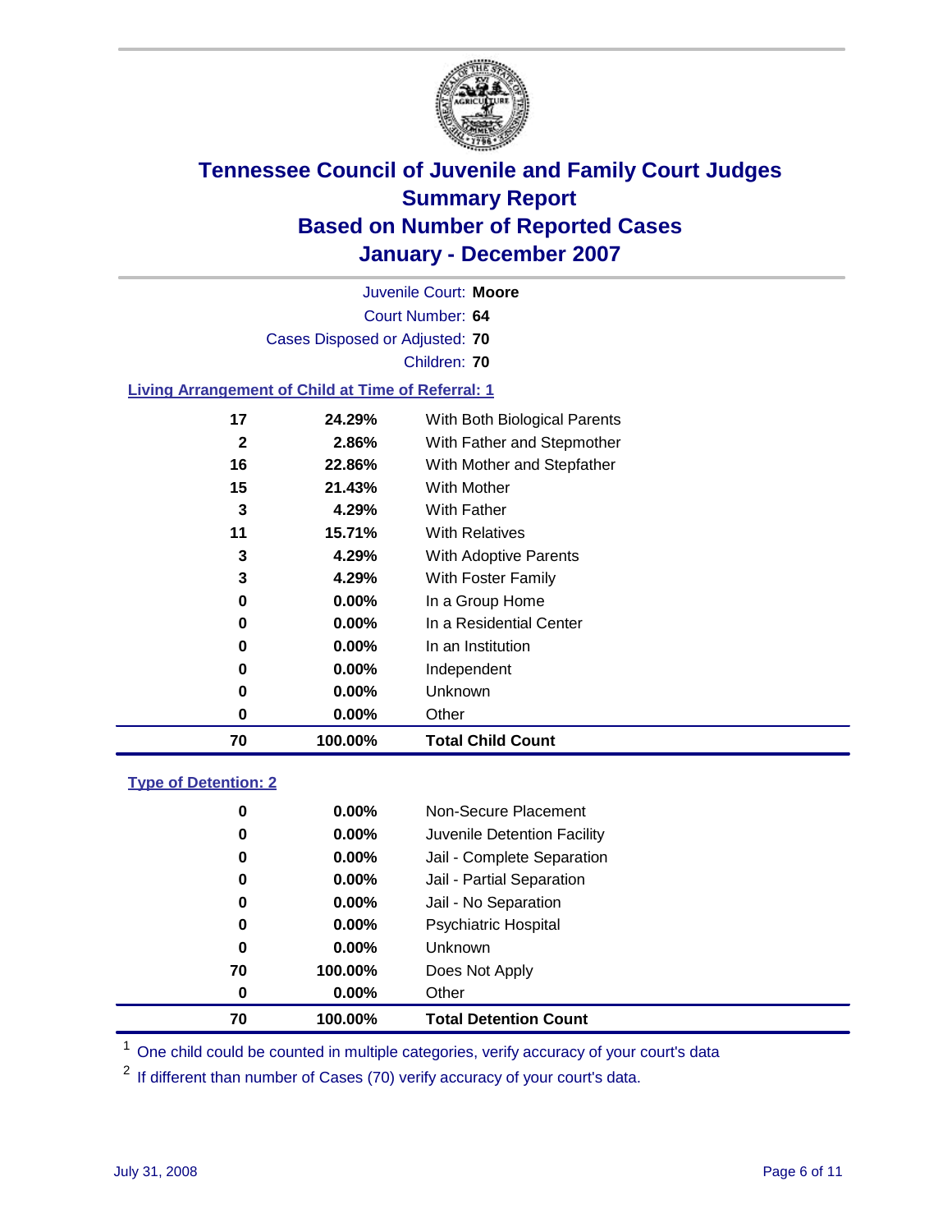# Tennessee Council of Juvenile and Family Court Judges
## Summary Report
## Based on Number of Reported Cases
## January - December 2007

Juvenile Court: **Moore**

Court Number: **64**

Cases Disposed or Adjusted: **70**

Children: **70**

### Living Arrangement of Child at Time of Referral: 1

| Count | Percent | Category |
|---|---|---|
| 17 | 24.29% | With Both Biological Parents |
| 2 | 2.86% | With Father and Stepmother |
| 16 | 22.86% | With Mother and Stepfather |
| 15 | 21.43% | With Mother |
| 3 | 4.29% | With Father |
| 11 | 15.71% | With Relatives |
| 3 | 4.29% | With Adoptive Parents |
| 3 | 4.29% | With Foster Family |
| 0 | 0.00% | In a Group Home |
| 0 | 0.00% | In a Residential Center |
| 0 | 0.00% | In an Institution |
| 0 | 0.00% | Independent |
| 0 | 0.00% | Unknown |
| 0 | 0.00% | Other |
| **70** | **100.00%** | **Total Child Count** |

### Type of Detention: 2

| Count | Percent | Category |
|---|---|---|
| 0 | 0.00% | Non-Secure Placement |
| 0 | 0.00% | Juvenile Detention Facility |
| 0 | 0.00% | Jail - Complete Separation |
| 0 | 0.00% | Jail - Partial Separation |
| 0 | 0.00% | Jail - No Separation |
| 0 | 0.00% | Psychiatric Hospital |
| 0 | 0.00% | Unknown |
| 70 | 100.00% | Does Not Apply |
| 0 | 0.00% | Other |
| **70** | **100.00%** | **Total Detention Count** |

[1] One child could be counted in multiple categories, verify accuracy of your court's data

[2] If different than number of Cases (70) verify accuracy of your court's data.

July 31, 2008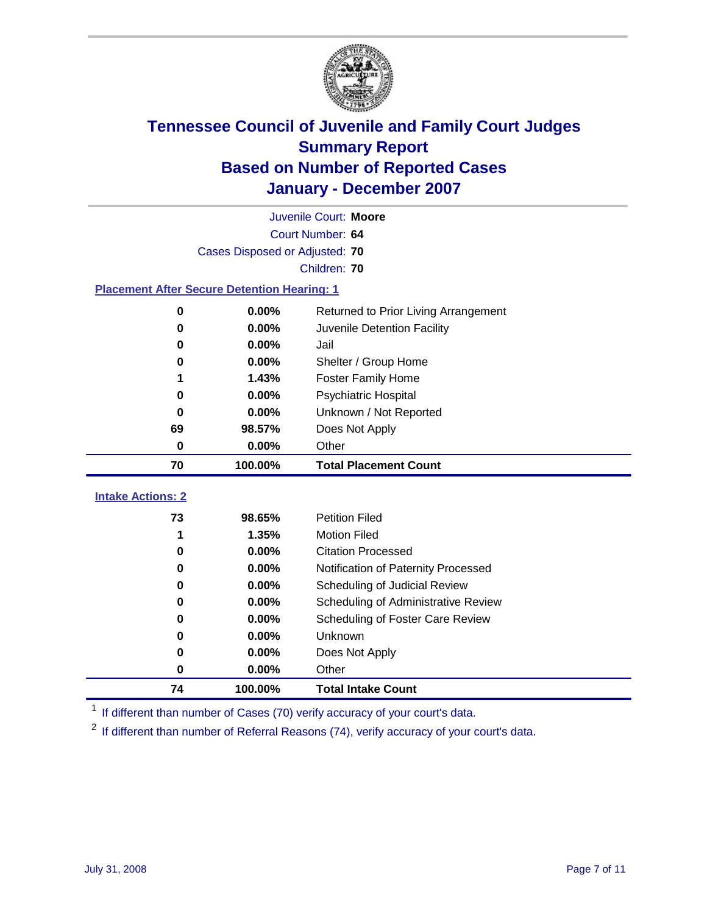# Tennessee Council of Juvenile and Family Court Judges
## Summary Report
## Based on Number of Reported Cases
## January - December 2007

Juvenile Court: **Moore**
Court Number: **64**
Cases Disposed or Adjusted: **70**
Children: **70**

### Placement After Secure Detention Hearing: 1

| Count | Percent | Placement |
|---|---|---|
| 0 | 0.00% | Returned to Prior Living Arrangement |
| 0 | 0.00% | Juvenile Detention Facility |
| 0 | 0.00% | Jail |
| 0 | 0.00% | Shelter / Group Home |
| 1 | 1.43% | Foster Family Home |
| 0 | 0.00% | Psychiatric Hospital |
| 0 | 0.00% | Unknown / Not Reported |
| 69 | 98.57% | Does Not Apply |
| 0 | 0.00% | Other |
| **70** | **100.00%** | **Total Placement Count** |

### Intake Actions: 2

| Count | Percent | Intake Action |
|---|---|---|
| 73 | 98.65% | Petition Filed |
| 1 | 1.35% | Motion Filed |
| 0 | 0.00% | Citation Processed |
| 0 | 0.00% | Notification of Paternity Processed |
| 0 | 0.00% | Scheduling of Judicial Review |
| 0 | 0.00% | Scheduling of Administrative Review |
| 0 | 0.00% | Scheduling of Foster Care Review |
| 0 | 0.00% | Unknown |
| 0 | 0.00% | Does Not Apply |
| 0 | 0.00% | Other |
| **74** | **100.00%** | **Total Intake Count** |

[1] If different than number of Cases (70) verify accuracy of your court's data.

[2] If different than number of Referral Reasons (74), verify accuracy of your court's data.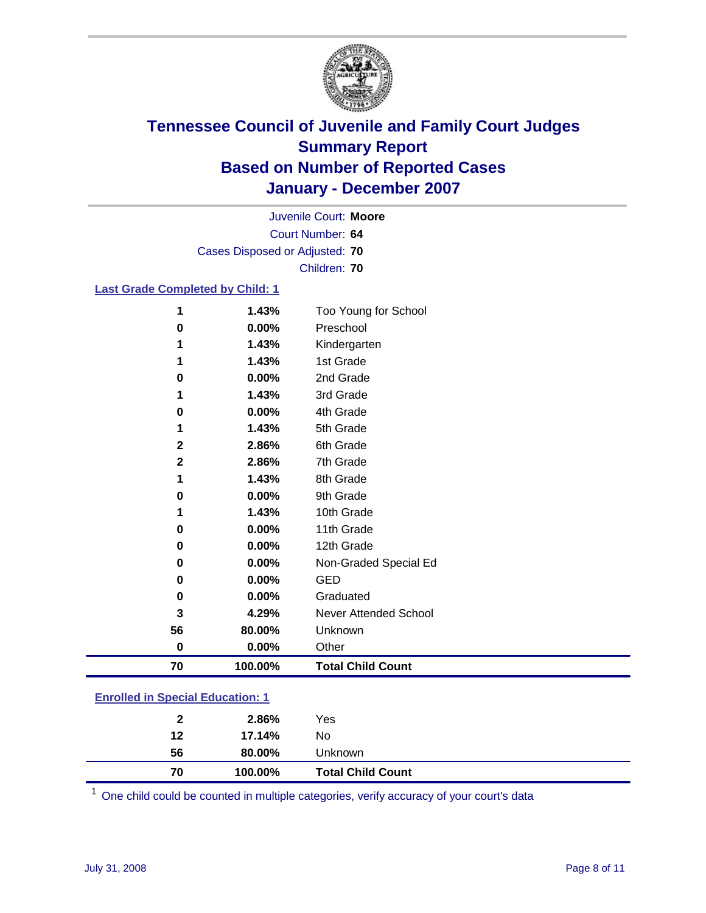# Tennessee Council of Juvenile and Family Court Judges
## Summary Report
## Based on Number of Reported Cases
## January - December 2007

Juvenile Court: **Moore**
Court Number: **64**
Cases Disposed or Adjusted: **70**
Children: **70**

### Last Grade Completed by Child: 1

| Count | Percent | Category |
|---|---|---|
| 1 | 1.43% | Too Young for School |
| 0 | 0.00% | Preschool |
| 1 | 1.43% | Kindergarten |
| 1 | 1.43% | 1st Grade |
| 0 | 0.00% | 2nd Grade |
| 1 | 1.43% | 3rd Grade |
| 0 | 0.00% | 4th Grade |
| 1 | 1.43% | 5th Grade |
| 2 | 2.86% | 6th Grade |
| 2 | 2.86% | 7th Grade |
| 1 | 1.43% | 8th Grade |
| 0 | 0.00% | 9th Grade |
| 1 | 1.43% | 10th Grade |
| 0 | 0.00% | 11th Grade |
| 0 | 0.00% | 12th Grade |
| 0 | 0.00% | Non-Graded Special Ed |
| 0 | 0.00% | GED |
| 0 | 0.00% | Graduated |
| 3 | 4.29% | Never Attended School |
| 56 | 80.00% | Unknown |
| 0 | 0.00% | Other |
| **70** | **100.00%** | **Total Child Count** |

### Enrolled in Special Education: 1

| Count | Percent | Category |
|---|---|---|
| 2 | 2.86% | Yes |
| 12 | 17.14% | No |
| 56 | 80.00% | Unknown |
| **70** | **100.00%** | **Total Child Count** |

[1] One child could be counted in multiple categories, verify accuracy of your court's data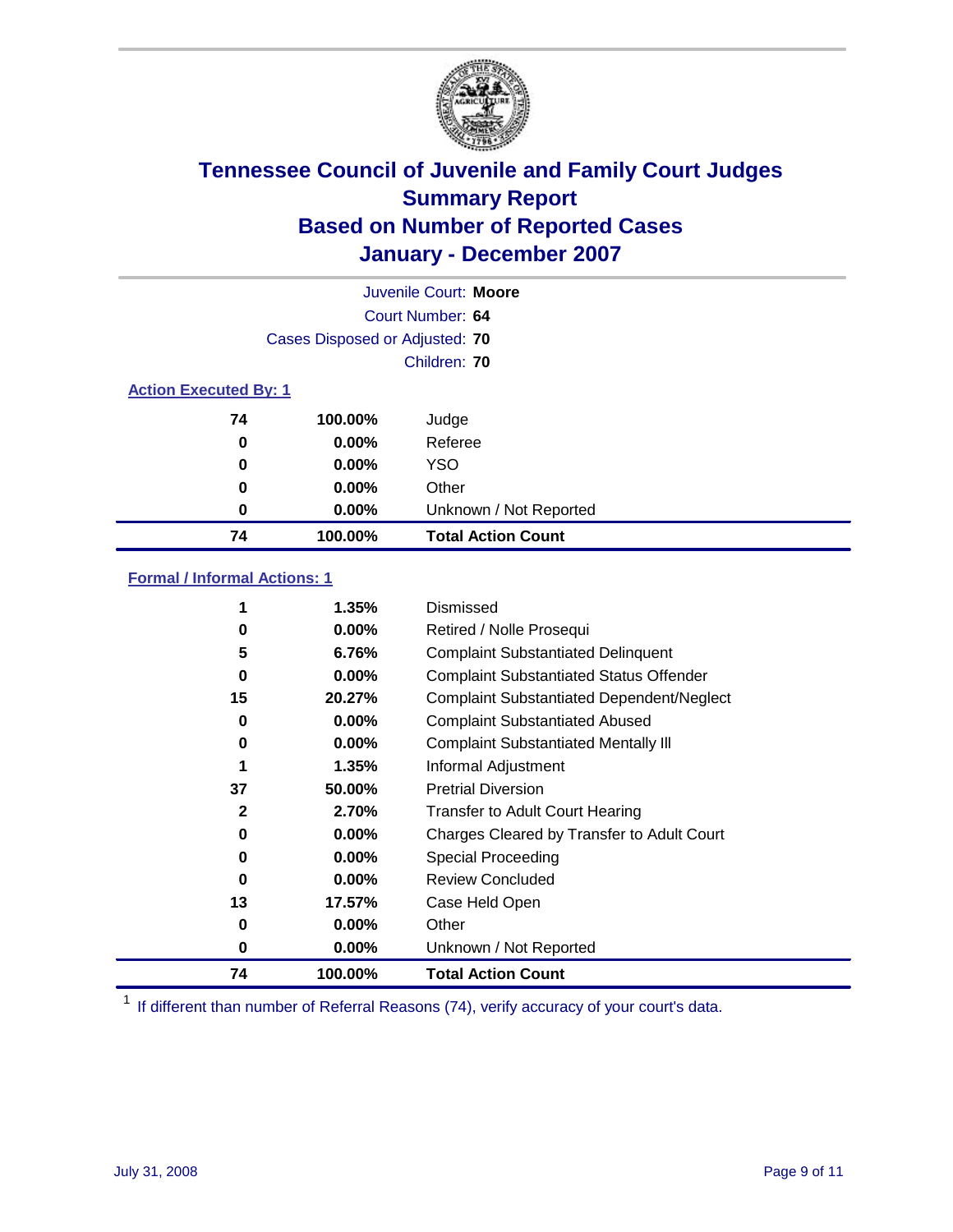# Tennessee Council of Juvenile and Family Court Judges
## Summary Report
## Based on Number of Reported Cases
## January - December 2007

Juvenile Court: **Moore**
Court Number: **64**
Cases Disposed or Adjusted: **70**
Children: **70**

### Action Executed By: 1

| Count | Percent | Action |
|---|---|---|
| 74 | 100.00% | Judge |
| 0 | 0.00% | Referee |
| 0 | 0.00% | YSO |
| 0 | 0.00% | Other |
| 0 | 0.00% | Unknown / Not Reported |
| **74** | **100.00%** | **Total Action Count** |

### Formal / Informal Actions: 1

| Count | Percent | Action |
|---|---|---|
| 1 | 1.35% | Dismissed |
| 0 | 0.00% | Retired / Nolle Prosequi |
| 5 | 6.76% | Complaint Substantiated Delinquent |
| 0 | 0.00% | Complaint Substantiated Status Offender |
| 15 | 20.27% | Complaint Substantiated Dependent/Neglect |
| 0 | 0.00% | Complaint Substantiated Abused |
| 0 | 0.00% | Complaint Substantiated Mentally Ill |
| 1 | 1.35% | Informal Adjustment |
| 37 | 50.00% | Pretrial Diversion |
| 2 | 2.70% | Transfer to Adult Court Hearing |
| 0 | 0.00% | Charges Cleared by Transfer to Adult Court |
| 0 | 0.00% | Special Proceeding |
| 0 | 0.00% | Review Concluded |
| 13 | 17.57% | Case Held Open |
| 0 | 0.00% | Other |
| 0 | 0.00% | Unknown / Not Reported |
| **74** | **100.00%** | **Total Action Count** |

[1] If different than number of Referral Reasons (74), verify accuracy of your court's data.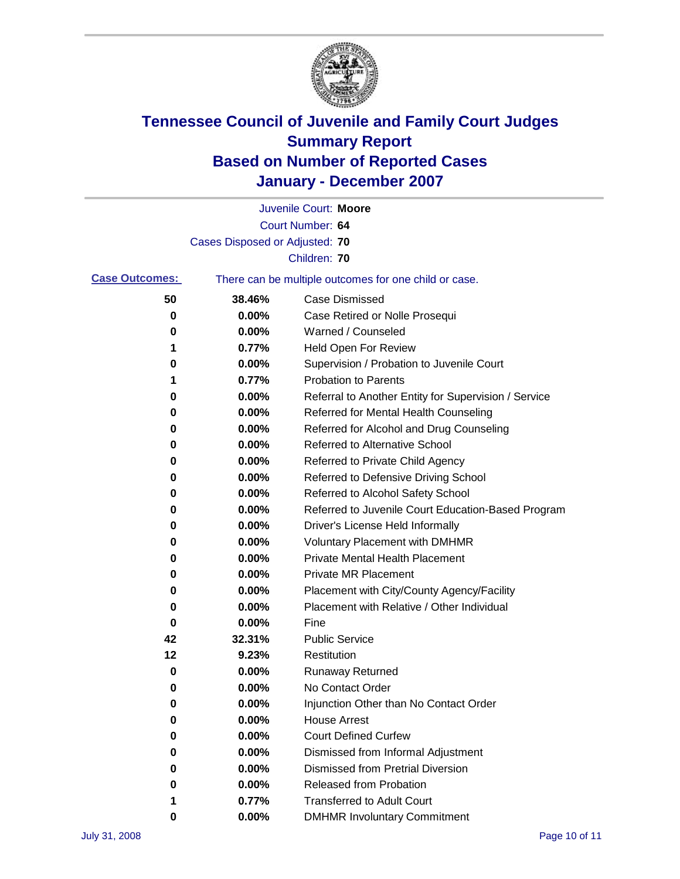# Tennessee Council of Juvenile and Family Court Judges
## Summary Report
## Based on Number of Reported Cases
## January - December 2007

Juvenile Court: **Moore**

Court Number: **64**

Cases Disposed or Adjusted: **70**

Children: **70**

**Case Outcomes:** There can be multiple outcomes for one child or case.

| Count | Percent | Outcome |
|---|---|---|
| 50 | 38.46% | Case Dismissed |
| 0 | 0.00% | Case Retired or Nolle Prosequi |
| 0 | 0.00% | Warned / Counseled |
| 1 | 0.77% | Held Open For Review |
| 0 | 0.00% | Supervision / Probation to Juvenile Court |
| 1 | 0.77% | Probation to Parents |
| 0 | 0.00% | Referral to Another Entity for Supervision / Service |
| 0 | 0.00% | Referred for Mental Health Counseling |
| 0 | 0.00% | Referred for Alcohol and Drug Counseling |
| 0 | 0.00% | Referred to Alternative School |
| 0 | 0.00% | Referred to Private Child Agency |
| 0 | 0.00% | Referred to Defensive Driving School |
| 0 | 0.00% | Referred to Alcohol Safety School |
| 0 | 0.00% | Referred to Juvenile Court Education-Based Program |
| 0 | 0.00% | Driver's License Held Informally |
| 0 | 0.00% | Voluntary Placement with DMHMR |
| 0 | 0.00% | Private Mental Health Placement |
| 0 | 0.00% | Private MR Placement |
| 0 | 0.00% | Placement with City/County Agency/Facility |
| 0 | 0.00% | Placement with Relative / Other Individual |
| 0 | 0.00% | Fine |
| 42 | 32.31% | Public Service |
| 12 | 9.23% | Restitution |
| 0 | 0.00% | Runaway Returned |
| 0 | 0.00% | No Contact Order |
| 0 | 0.00% | Injunction Other than No Contact Order |
| 0 | 0.00% | House Arrest |
| 0 | 0.00% | Court Defined Curfew |
| 0 | 0.00% | Dismissed from Informal Adjustment |
| 0 | 0.00% | Dismissed from Pretrial Diversion |
| 0 | 0.00% | Released from Probation |
| 1 | 0.77% | Transferred to Adult Court |
| 0 | 0.00% | DMHMR Involuntary Commitment |

July 31, 2008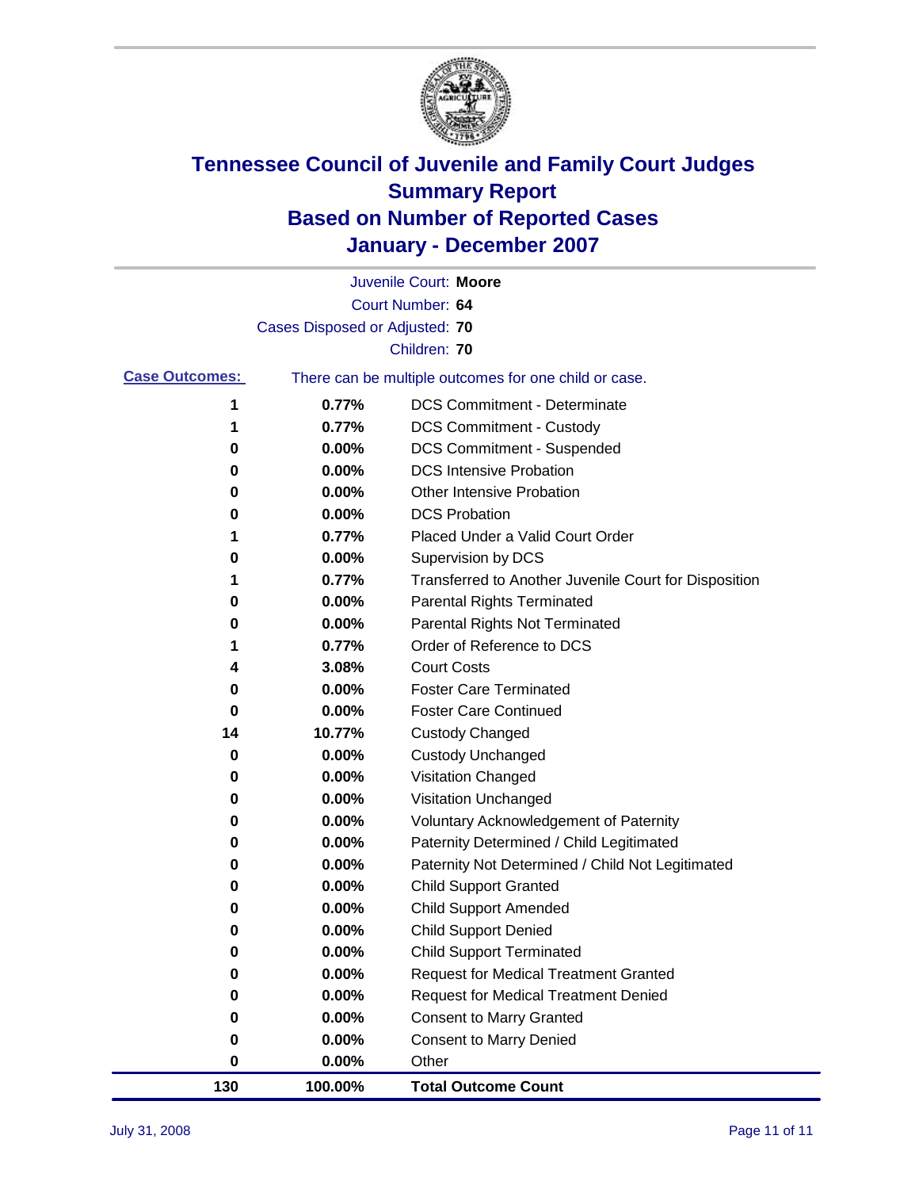# Tennessee Council of Juvenile and Family Court Judges
# Summary Report
# Based on Number of Reported Cases
# January - December 2007

Juvenile Court: **Moore**

Court Number: **64**

Cases Disposed or Adjusted: **70**

Children: **70**

**Case Outcomes:** There can be multiple outcomes for one child or case.

| | | |
|---|---|---|
| 1 | 0.77% | DCS Commitment - Determinate |
| 1 | 0.77% | DCS Commitment - Custody |
| 0 | 0.00% | DCS Commitment - Suspended |
| 0 | 0.00% | DCS Intensive Probation |
| 0 | 0.00% | Other Intensive Probation |
| 0 | 0.00% | DCS Probation |
| 1 | 0.77% | Placed Under a Valid Court Order |
| 0 | 0.00% | Supervision by DCS |
| 1 | 0.77% | Transferred to Another Juvenile Court for Disposition |
| 0 | 0.00% | Parental Rights Terminated |
| 0 | 0.00% | Parental Rights Not Terminated |
| 1 | 0.77% | Order of Reference to DCS |
| 4 | 3.08% | Court Costs |
| 0 | 0.00% | Foster Care Terminated |
| 0 | 0.00% | Foster Care Continued |
| 14 | 10.77% | Custody Changed |
| 0 | 0.00% | Custody Unchanged |
| 0 | 0.00% | Visitation Changed |
| 0 | 0.00% | Visitation Unchanged |
| 0 | 0.00% | Voluntary Acknowledgement of Paternity |
| 0 | 0.00% | Paternity Determined / Child Legitimated |
| 0 | 0.00% | Paternity Not Determined / Child Not Legitimated |
| 0 | 0.00% | Child Support Granted |
| 0 | 0.00% | Child Support Amended |
| 0 | 0.00% | Child Support Denied |
| 0 | 0.00% | Child Support Terminated |
| 0 | 0.00% | Request for Medical Treatment Granted |
| 0 | 0.00% | Request for Medical Treatment Denied |
| 0 | 0.00% | Consent to Marry Granted |
| 0 | 0.00% | Consent to Marry Denied |
| 0 | 0.00% | Other |
| **130** | **100.00%** | **Total Outcome Count** |